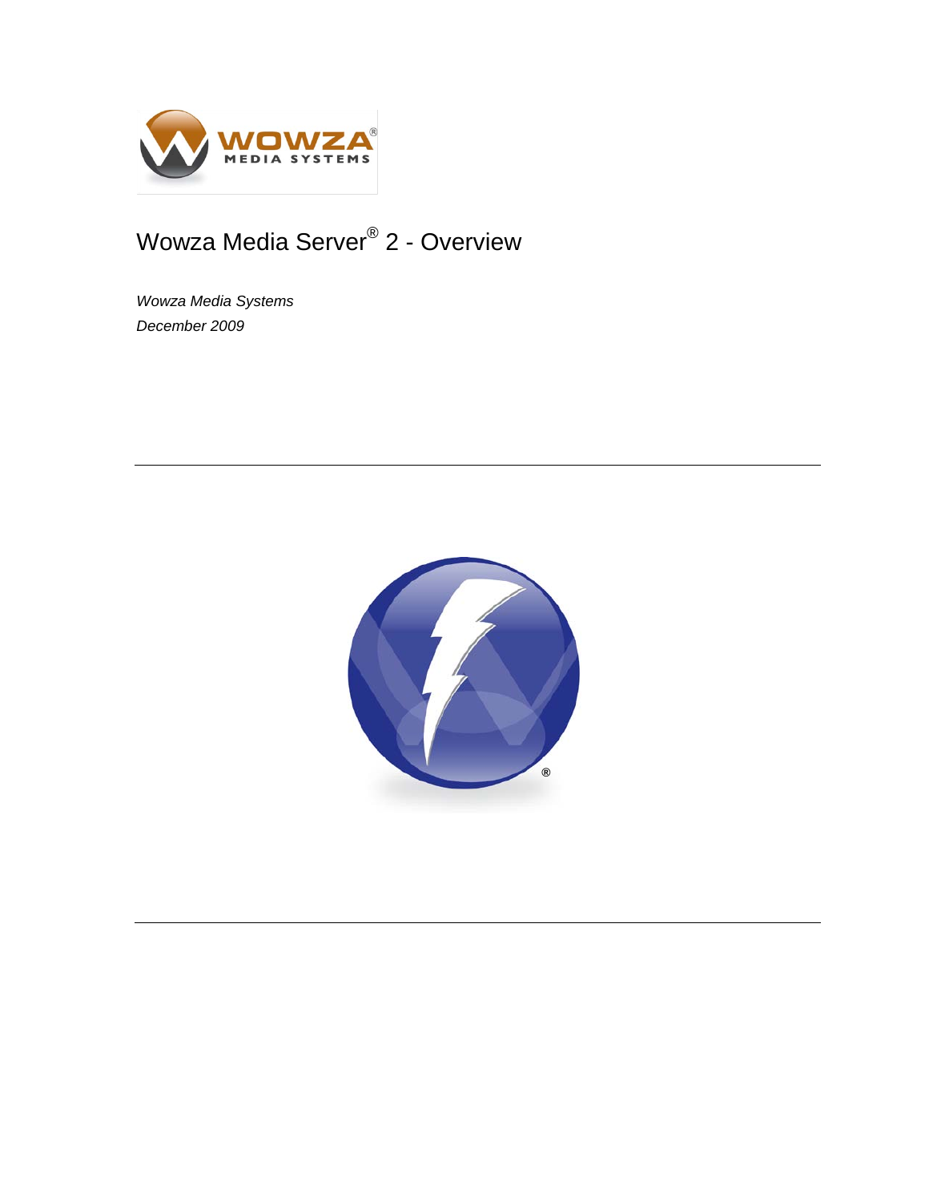# Wowza Media Server® 2 - Overview

*Wowza Media Systems*

*December 2009*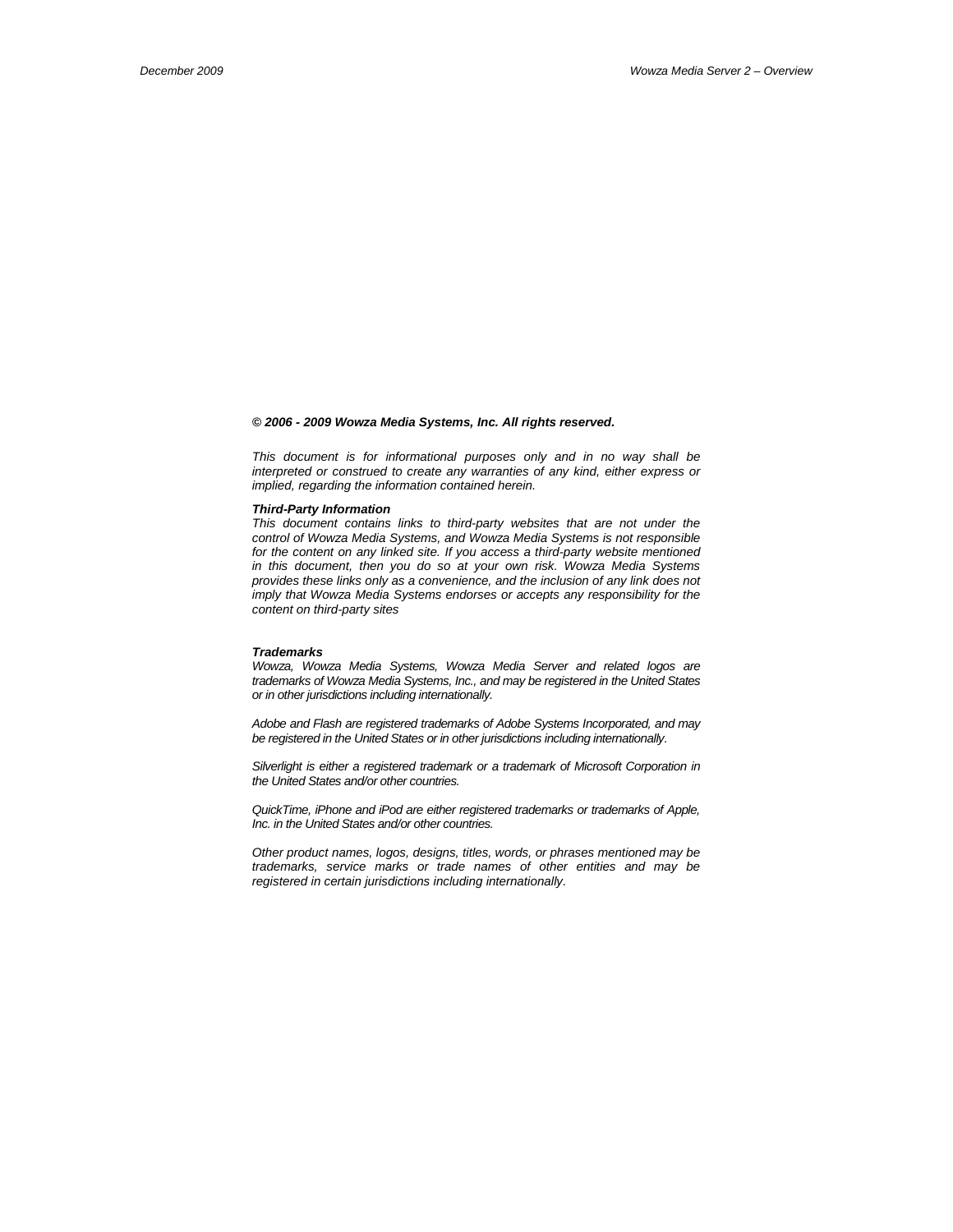***© 2006 - 2009 Wowza Media Systems, Inc. All rights reserved.***

*This document is for informational purposes only and in no way shall be interpreted or construed to create any warranties of any kind, either express or implied, regarding the information contained herein.*

***Third-Party Information***

*This document contains links to third-party websites that are not under the control of Wowza Media Systems, and Wowza Media Systems is not responsible for the content on any linked site. If you access a third-party website mentioned in this document, then you do so at your own risk. Wowza Media Systems provides these links only as a convenience, and the inclusion of any link does not imply that Wowza Media Systems endorses or accepts any responsibility for the content on third-party sites*

***Trademarks***

*Wowza, Wowza Media Systems, Wowza Media Server and related logos are trademarks of Wowza Media Systems, Inc., and may be registered in the United States or in other jurisdictions including internationally.*

*Adobe and Flash are registered trademarks of Adobe Systems Incorporated, and may be registered in the United States or in other jurisdictions including internationally.*

*Silverlight is either a registered trademark or a trademark of Microsoft Corporation in the United States and/or other countries.*

*QuickTime, iPhone and iPod are either registered trademarks or trademarks of Apple, Inc. in the United States and/or other countries.*

*Other product names, logos, designs, titles, words, or phrases mentioned may be trademarks, service marks or trade names of other entities and may be registered in certain jurisdictions including internationally.*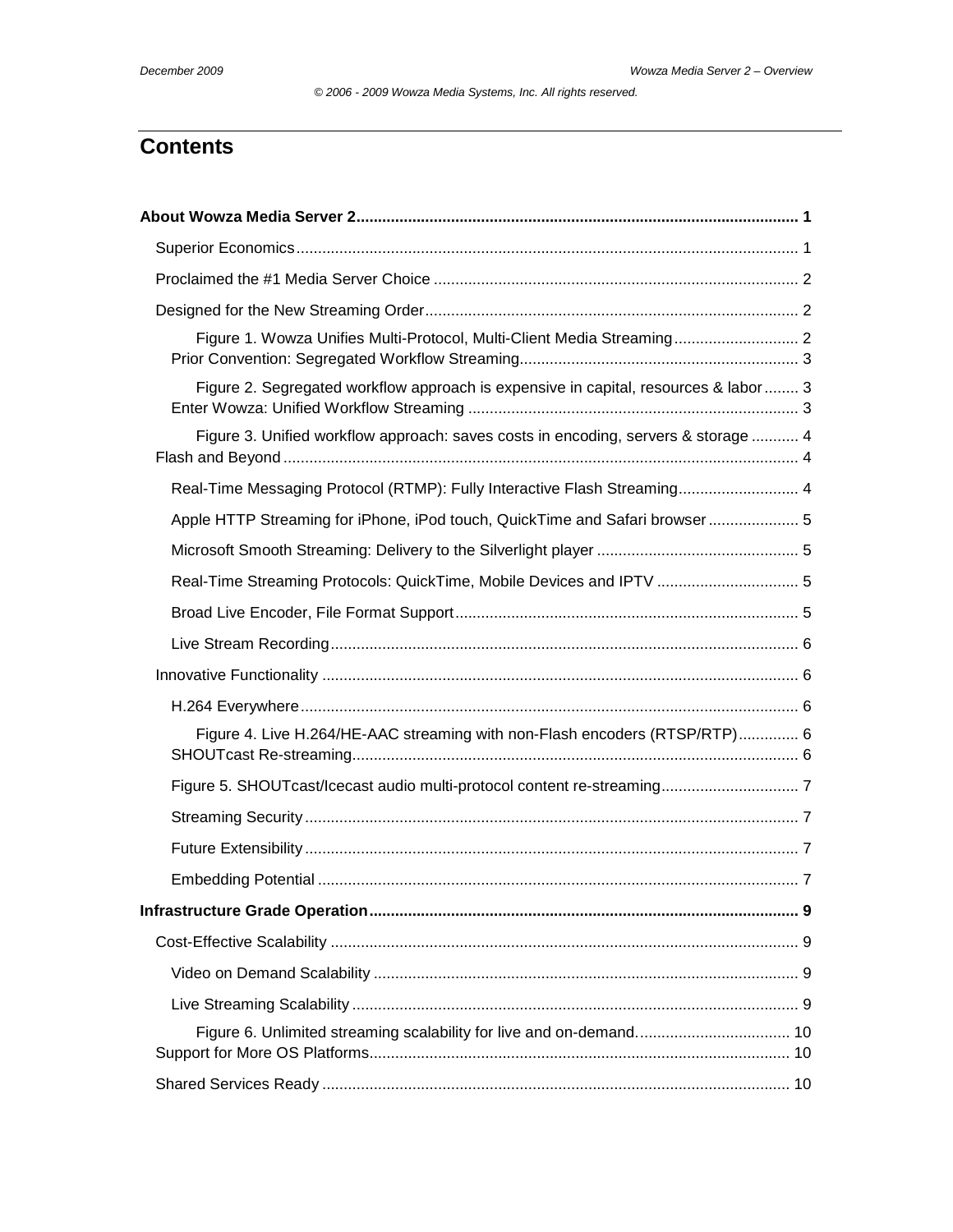# Contents

**About Wowza Media Server 2 .................................................................................................... 1**

Superior Economics ................................................................................................................. 1

Proclaimed the #1 Media Server Choice .................................................................................. 2

Designed for the New Streaming Order .................................................................................... 2

Figure 1. Wowza Unifies Multi-Protocol, Multi-Client Media Streaming ........................... 2

Prior Convention: Segregated Workflow Streaming ............................................................... 3

Figure 2. Segregated workflow approach is expensive in capital, resources & labor ........ 3

Enter Wowza: Unified Workflow Streaming ........................................................................... 3

Figure 3. Unified workflow approach: saves costs in encoding, servers & storage ........... 4

Flash and Beyond ...................................................................................................................... 4

Real-Time Messaging Protocol (RTMP): Fully Interactive Flash Streaming ........................... 4

Apple HTTP Streaming for iPhone, iPod touch, QuickTime and Safari browser .................... 5

Microsoft Smooth Streaming: Delivery to the Silverlight player .............................................. 5

Real-Time Streaming Protocols: QuickTime, Mobile Devices and IPTV ................................ 5

Broad Live Encoder, File Format Support ............................................................................... 5

Live Stream Recording ........................................................................................................... 6

Innovative Functionality ............................................................................................................. 6

H.264 Everywhere ................................................................................................................... 6

Figure 4. Live H.264/HE-AAC streaming with non-Flash encoders (RTSP/RTP) ............. 6

SHOUTcast Re-streaming ....................................................................................................... 6

Figure 5. SHOUTcast/Icecast audio multi-protocol content re-streaming ................................ 7

Streaming Security .................................................................................................................. 7

Future Extensibility .................................................................................................................. 7

Embedding Potential ............................................................................................................... 7

**Infrastructure Grade Operation .................................................................................................. 9**

Cost-Effective Scalability ........................................................................................................... 9

Video on Demand Scalability ................................................................................................. 9

Live Streaming Scalability ...................................................................................................... 9

Figure 6. Unlimited streaming scalability for live and on-demand. .................................. 10

Support for More OS Platforms ................................................................................................ 10

Shared Services Ready ........................................................................................................... 10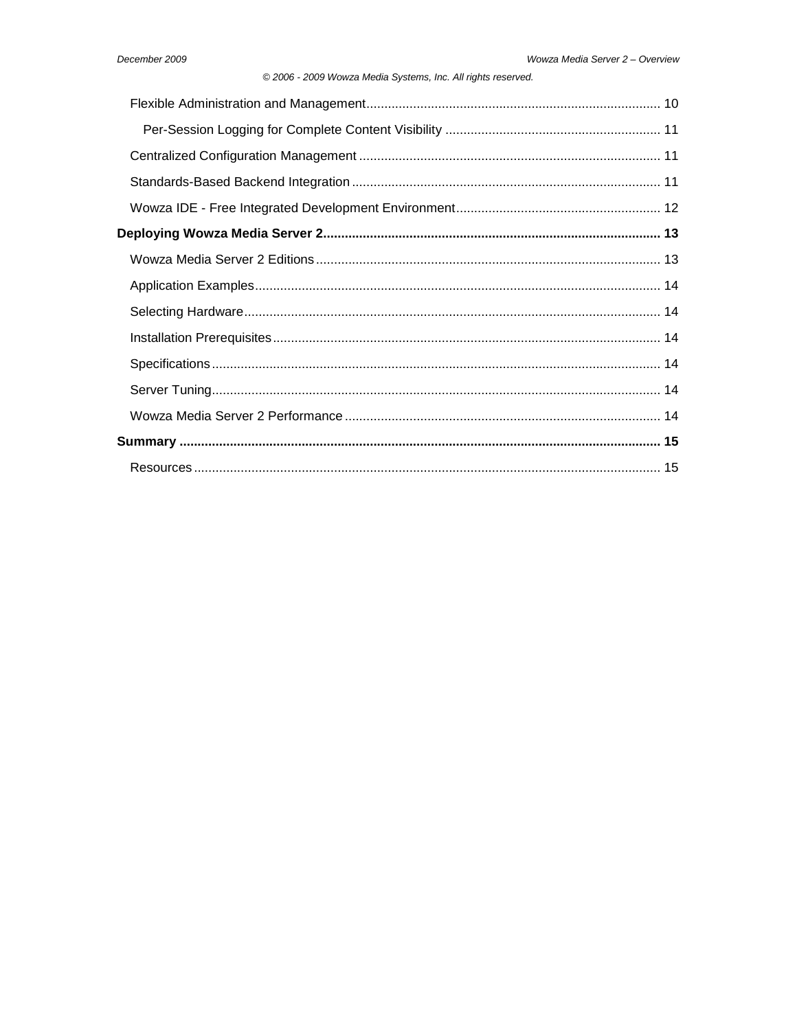- Flexible Administration and Management ........ 10
  - Per-Session Logging for Complete Content Visibility ........ 11
- Centralized Configuration Management ........ 11
- Standards-Based Backend Integration ........ 11
- Wowza IDE - Free Integrated Development Environment ........ 12

**Deploying Wowza Media Server 2 ........ 13**

- Wowza Media Server 2 Editions ........ 13
- Application Examples ........ 14
- Selecting Hardware ........ 14
- Installation Prerequisites ........ 14
- Specifications ........ 14
- Server Tuning ........ 14
- Wowza Media Server 2 Performance ........ 14

**Summary ........ 15**

- Resources ........ 15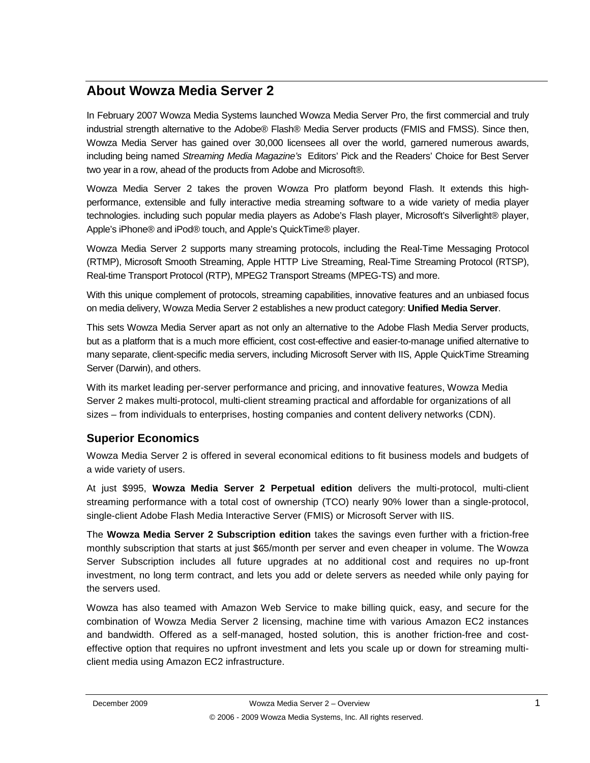# About Wowza Media Server 2

In February 2007 Wowza Media Systems launched Wowza Media Server Pro, the first commercial and truly industrial strength alternative to the Adobe® Flash® Media Server products (FMIS and FMSS). Since then, Wowza Media Server has gained over 30,000 licensees all over the world, garnered numerous awards, including being named *Streaming Media Magazine's* Editors' Pick and the Readers' Choice for Best Server two year in a row, ahead of the products from Adobe and Microsoft®.

Wowza Media Server 2 takes the proven Wowza Pro platform beyond Flash. It extends this high-performance, extensible and fully interactive media streaming software to a wide variety of media player technologies. including such popular media players as Adobe's Flash player, Microsoft's Silverlight® player, Apple's iPhone® and iPod® touch, and Apple's QuickTime® player.

Wowza Media Server 2 supports many streaming protocols, including the Real-Time Messaging Protocol (RTMP), Microsoft Smooth Streaming, Apple HTTP Live Streaming, Real-Time Streaming Protocol (RTSP), Real-time Transport Protocol (RTP), MPEG2 Transport Streams (MPEG-TS) and more.

With this unique complement of protocols, streaming capabilities, innovative features and an unbiased focus on media delivery, Wowza Media Server 2 establishes a new product category: **Unified Media Server**.

This sets Wowza Media Server apart as not only an alternative to the Adobe Flash Media Server products, but as a platform that is a much more efficient, cost cost-effective and easier-to-manage unified alternative to many separate, client-specific media servers, including Microsoft Server with IIS, Apple QuickTime Streaming Server (Darwin), and others.

With its market leading per-server performance and pricing, and innovative features, Wowza Media Server 2 makes multi-protocol, multi-client streaming practical and affordable for organizations of all sizes – from individuals to enterprises, hosting companies and content delivery networks (CDN).

## Superior Economics

Wowza Media Server 2 is offered in several economical editions to fit business models and budgets of a wide variety of users.

At just $995, **Wowza Media Server 2 Perpetual edition** delivers the multi-protocol, multi-client streaming performance with a total cost of ownership (TCO) nearly 90% lower than a single-protocol, single-client Adobe Flash Media Interactive Server (FMIS) or Microsoft Server with IIS.

The **Wowza Media Server 2 Subscription edition** takes the savings even further with a friction-free monthly subscription that starts at just $65/month per server and even cheaper in volume. The Wowza Server Subscription includes all future upgrades at no additional cost and requires no up-front investment, no long term contract, and lets you add or delete servers as needed while only paying for the servers used.

Wowza has also teamed with Amazon Web Service to make billing quick, easy, and secure for the combination of Wowza Media Server 2 licensing, machine time with various Amazon EC2 instances and bandwidth. Offered as a self-managed, hosted solution, this is another friction-free and cost-effective option that requires no upfront investment and lets you scale up or down for streaming multi-client media using Amazon EC2 infrastructure.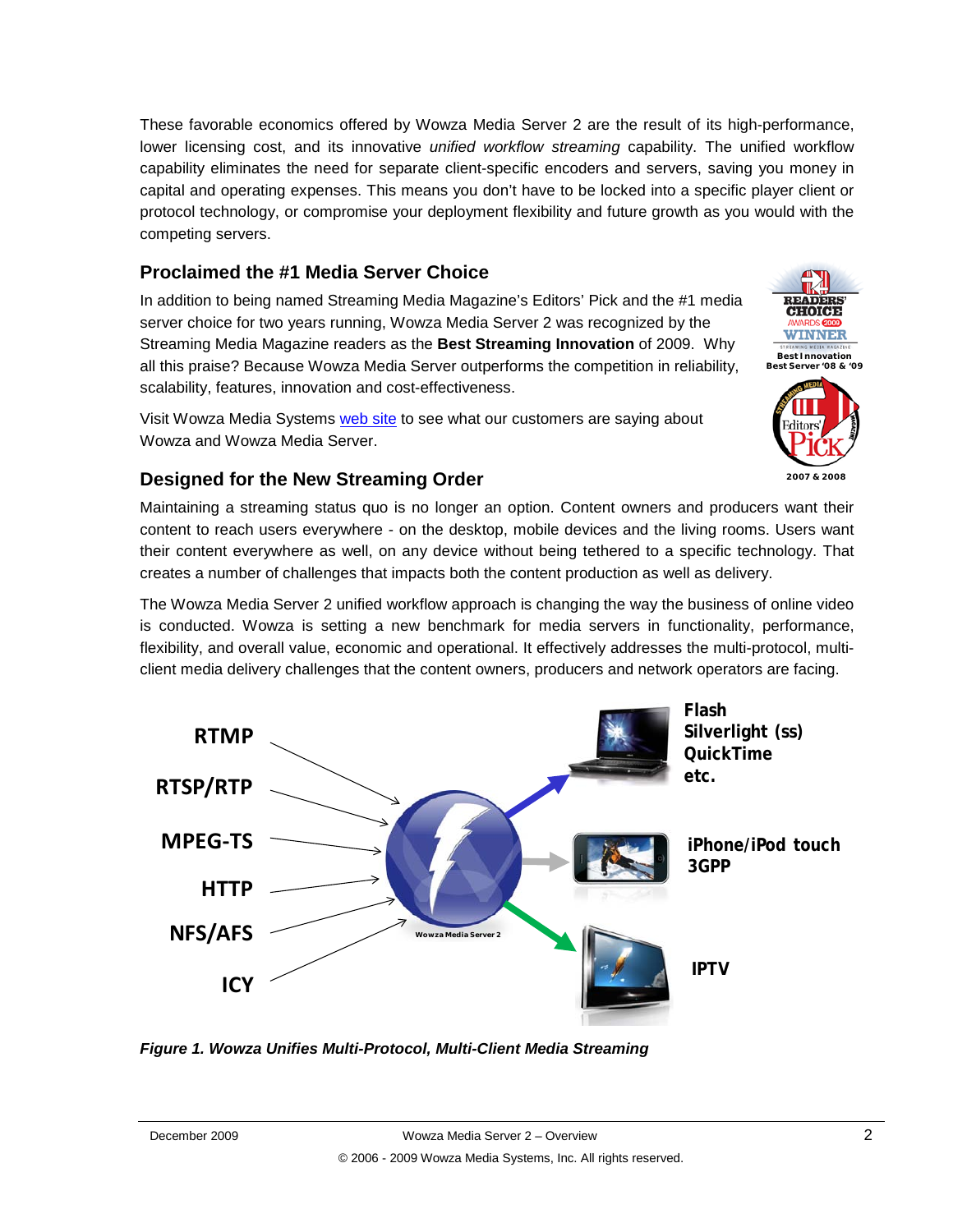These favorable economics offered by Wowza Media Server 2 are the result of its high-performance, lower licensing cost, and its innovative *unified workflow streaming* capability. The unified workflow capability eliminates the need for separate client-specific encoders and servers, saving you money in capital and operating expenses. This means you don't have to be locked into a specific player client or protocol technology, or compromise your deployment flexibility and future growth as you would with the competing servers.

### Proclaimed the #1 Media Server Choice

In addition to being named Streaming Media Magazine's Editors' Pick and the #1 media server choice for two years running, Wowza Media Server 2 was recognized by the Streaming Media Magazine readers as the **Best Streaming Innovation** of 2009. Why all this praise? Because Wowza Media Server outperforms the competition in reliability, scalability, features, innovation and cost-effectiveness.

Visit Wowza Media Systems web site to see what our customers are saying about Wowza and Wowza Media Server.

### Designed for the New Streaming Order

Maintaining a streaming status quo is no longer an option. Content owners and producers want their content to reach users everywhere - on the desktop, mobile devices and the living rooms. Users want their content everywhere as well, on any device without being tethered to a specific technology. That creates a number of challenges that impacts both the content production as well as delivery.

The Wowza Media Server 2 unified workflow approach is changing the way the business of online video is conducted. Wowza is setting a new benchmark for media servers in functionality, performance, flexibility, and overall value, economic and operational. It effectively addresses the multi-protocol, multi-client media delivery challenges that the content owners, producers and network operators are facing.

***Figure 1. Wowza Unifies Multi-Protocol, Multi-Client Media Streaming***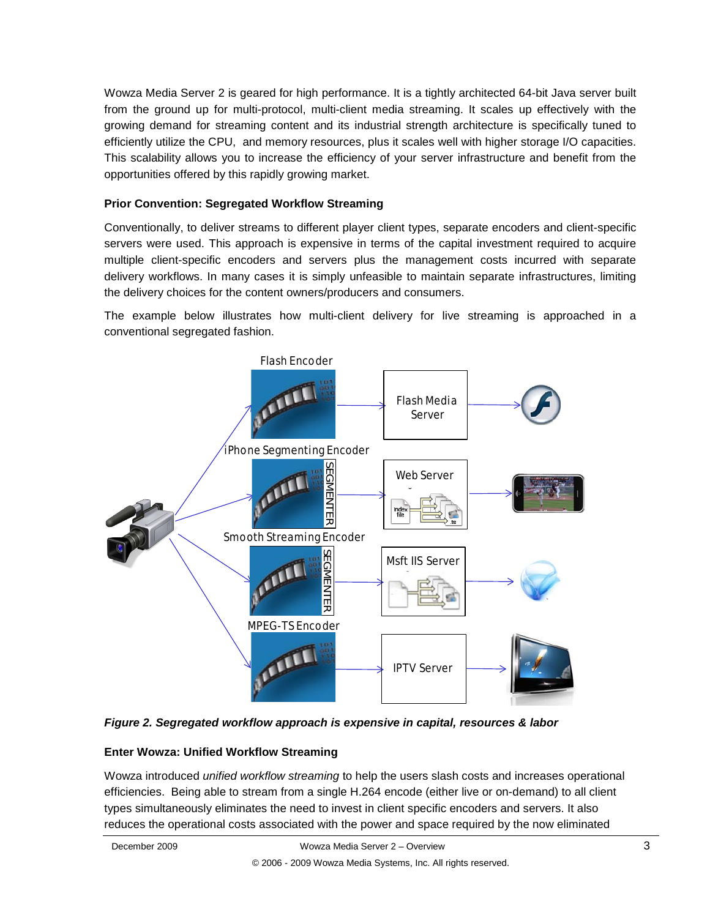Wowza Media Server 2 is geared for high performance. It is a tightly architected 64-bit Java server built from the ground up for multi-protocol, multi-client media streaming. It scales up effectively with the growing demand for streaming content and its industrial strength architecture is specifically tuned to efficiently utilize the CPU, and memory resources, plus it scales well with higher storage I/O capacities. This scalability allows you to increase the efficiency of your server infrastructure and benefit from the opportunities offered by this rapidly growing market.

### Prior Convention: Segregated Workflow Streaming

Conventionally, to deliver streams to different player client types, separate encoders and client-specific servers were used. This approach is expensive in terms of the capital investment required to acquire multiple client-specific encoders and servers plus the management costs incurred with separate delivery workflows. In many cases it is simply unfeasible to maintain separate infrastructures, limiting the delivery choices for the content owners/producers and consumers.

The example below illustrates how multi-client delivery for live streaming is approached in a conventional segregated fashion.

Flash Encoder → Flash Media Server

iPhone Segmenting Encoder (SEGMENTER) → Web Server

Smooth Streaming Encoder (SEGMENTER) → Msft IIS Server

MPEG-TS Encoder → IPTV Server

***Figure 2. Segregated workflow approach is expensive in capital, resources & labor***

### Enter Wowza: Unified Workflow Streaming

Wowza introduced *unified workflow streaming* to help the users slash costs and increases operational efficiencies. Being able to stream from a single H.264 encode (either live or on-demand) to all client types simultaneously eliminates the need to invest in client specific encoders and servers. It also reduces the operational costs associated with the power and space required by the now eliminated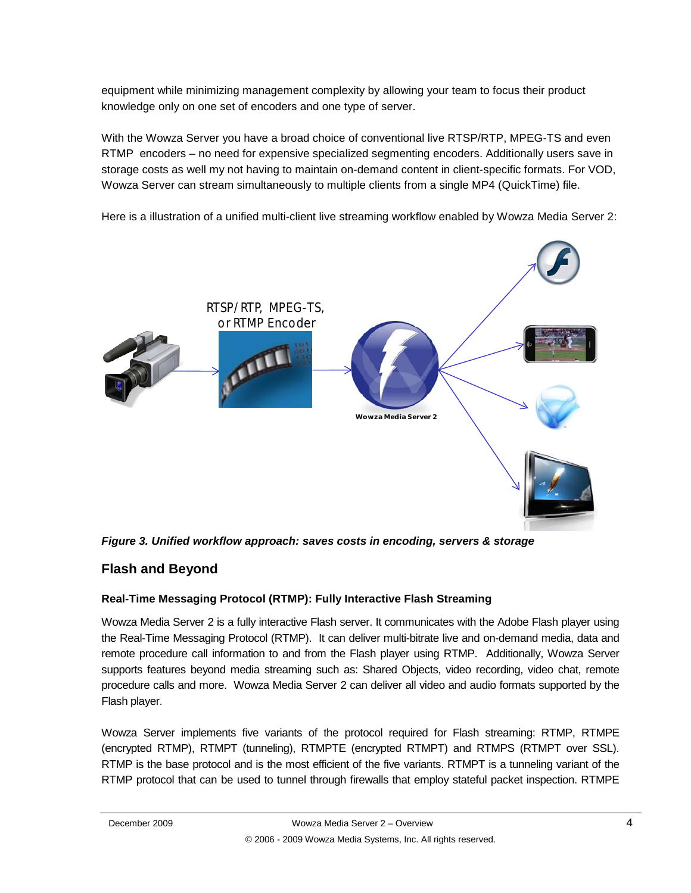equipment while minimizing management complexity by allowing your team to focus their product knowledge only on one set of encoders and one type of server.

With the Wowza Server you have a broad choice of conventional live RTSP/RTP, MPEG-TS and even RTMP encoders – no need for expensive specialized segmenting encoders. Additionally users save in storage costs as well my not having to maintain on-demand content in client-specific formats. For VOD, Wowza Server can stream simultaneously to multiple clients from a single MP4 (QuickTime) file.

Here is a illustration of a unified multi-client live streaming workflow enabled by Wowza Media Server 2:

RTSP/RTP, MPEG-TS, or RTMP Encoder

Wowza Media Server 2

***Figure 3. Unified workflow approach: saves costs in encoding, servers & storage***

## Flash and Beyond

### Real-Time Messaging Protocol (RTMP): Fully Interactive Flash Streaming

Wowza Media Server 2 is a fully interactive Flash server. It communicates with the Adobe Flash player using the Real-Time Messaging Protocol (RTMP). It can deliver multi-bitrate live and on-demand media, data and remote procedure call information to and from the Flash player using RTMP. Additionally, Wowza Server supports features beyond media streaming such as: Shared Objects, video recording, video chat, remote procedure calls and more. Wowza Media Server 2 can deliver all video and audio formats supported by the Flash player.

Wowza Server implements five variants of the protocol required for Flash streaming: RTMP, RTMPE (encrypted RTMP), RTMPT (tunneling), RTMPTE (encrypted RTMPT) and RTMPS (RTMPT over SSL). RTMP is the base protocol and is the most efficient of the five variants. RTMPT is a tunneling variant of the RTMP protocol that can be used to tunnel through firewalls that employ stateful packet inspection. RTMPE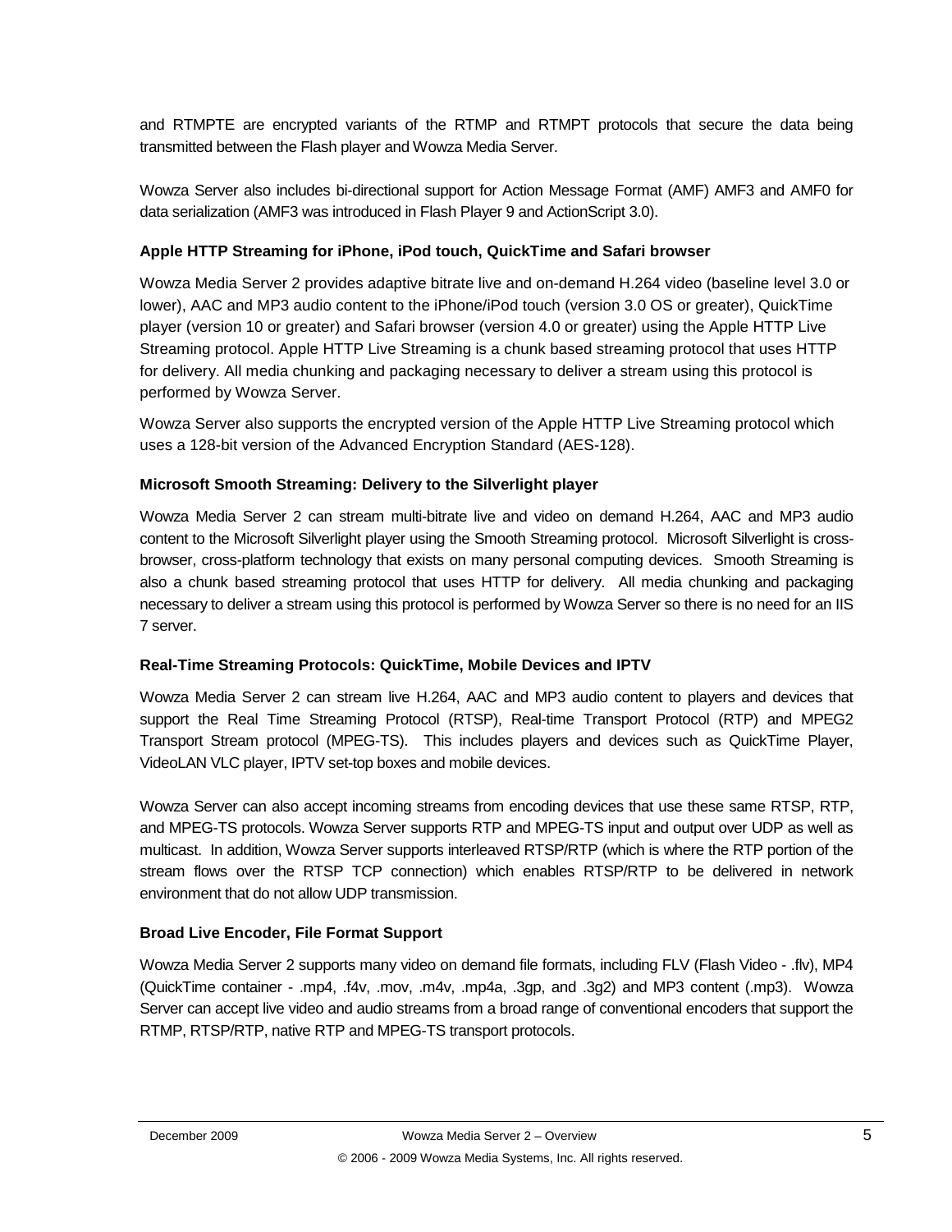and RTMPTE are encrypted variants of the RTMP and RTMPT protocols that secure the data being transmitted between the Flash player and Wowza Media Server.

Wowza Server also includes bi-directional support for Action Message Format (AMF) AMF3 and AMF0 for data serialization (AMF3 was introduced in Flash Player 9 and ActionScript 3.0).

### Apple HTTP Streaming for iPhone, iPod touch, QuickTime and Safari browser

Wowza Media Server 2 provides adaptive bitrate live and on-demand H.264 video (baseline level 3.0 or lower), AAC and MP3 audio content to the iPhone/iPod touch (version 3.0 OS or greater), QuickTime player (version 10 or greater) and Safari browser (version 4.0 or greater) using the Apple HTTP Live Streaming protocol. Apple HTTP Live Streaming is a chunk based streaming protocol that uses HTTP for delivery. All media chunking and packaging necessary to deliver a stream using this protocol is performed by Wowza Server.

Wowza Server also supports the encrypted version of the Apple HTTP Live Streaming protocol which uses a 128-bit version of the Advanced Encryption Standard (AES-128).

### Microsoft Smooth Streaming: Delivery to the Silverlight player

Wowza Media Server 2 can stream multi-bitrate live and video on demand H.264, AAC and MP3 audio content to the Microsoft Silverlight player using the Smooth Streaming protocol. Microsoft Silverlight is cross-browser, cross-platform technology that exists on many personal computing devices. Smooth Streaming is also a chunk based streaming protocol that uses HTTP for delivery. All media chunking and packaging necessary to deliver a stream using this protocol is performed by Wowza Server so there is no need for an IIS 7 server.

### Real-Time Streaming Protocols: QuickTime, Mobile Devices and IPTV

Wowza Media Server 2 can stream live H.264, AAC and MP3 audio content to players and devices that support the Real Time Streaming Protocol (RTSP), Real-time Transport Protocol (RTP) and MPEG2 Transport Stream protocol (MPEG-TS). This includes players and devices such as QuickTime Player, VideoLAN VLC player, IPTV set-top boxes and mobile devices.

Wowza Server can also accept incoming streams from encoding devices that use these same RTSP, RTP, and MPEG-TS protocols. Wowza Server supports RTP and MPEG-TS input and output over UDP as well as multicast. In addition, Wowza Server supports interleaved RTSP/RTP (which is where the RTP portion of the stream flows over the RTSP TCP connection) which enables RTSP/RTP to be delivered in network environment that do not allow UDP transmission.

### Broad Live Encoder, File Format Support

Wowza Media Server 2 supports many video on demand file formats, including FLV (Flash Video - .flv), MP4 (QuickTime container - .mp4, .f4v, .mov, .m4v, .mp4a, .3gp, and .3g2) and MP3 content (.mp3). Wowza Server can accept live video and audio streams from a broad range of conventional encoders that support the RTMP, RTSP/RTP, native RTP and MPEG-TS transport protocols.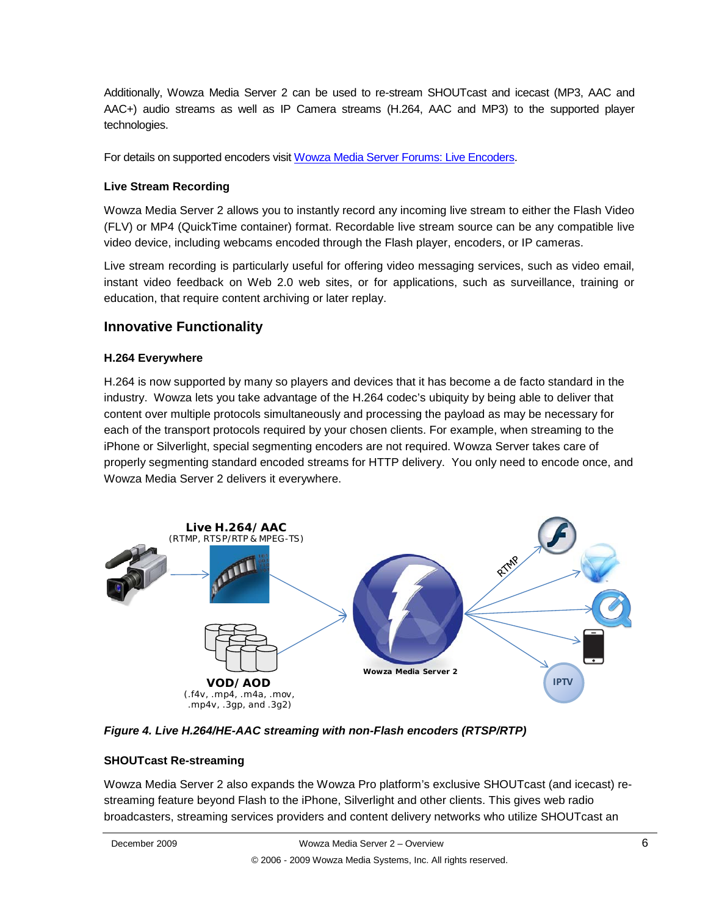Additionally, Wowza Media Server 2 can be used to re-stream SHOUTcast and icecast (MP3, AAC and AAC+) audio streams as well as IP Camera streams (H.264, AAC and MP3) to the supported player technologies.

For details on supported encoders visit [Wowza Media Server Forums: Live Encoders](#).

### Live Stream Recording

Wowza Media Server 2 allows you to instantly record any incoming live stream to either the Flash Video (FLV) or MP4 (QuickTime container) format. Recordable live stream source can be any compatible live video device, including webcams encoded through the Flash player, encoders, or IP cameras.

Live stream recording is particularly useful for offering video messaging services, such as video email, instant video feedback on Web 2.0 web sites, or for applications, such as surveillance, training or education, that require content archiving or later replay.

## Innovative Functionality

### H.264 Everywhere

H.264 is now supported by many so players and devices that it has become a de facto standard in the industry. Wowza lets you take advantage of the H.264 codec's ubiquity by being able to deliver that content over multiple protocols simultaneously and processing the payload as may be necessary for each of the transport protocols required by your chosen clients. For example, when streaming to the iPhone or Silverlight, special segmenting encoders are not required. Wowza Server takes care of properly segmenting standard encoded streams for HTTP delivery. You only need to encode once, and Wowza Media Server 2 delivers it everywhere.

*Figure 4. Live H.264/HE-AAC streaming with non-Flash encoders (RTSP/RTP)*

### SHOUTcast Re-streaming

Wowza Media Server 2 also expands the Wowza Pro platform's exclusive SHOUTcast (and icecast) re-streaming feature beyond Flash to the iPhone, Silverlight and other clients. This gives web radio broadcasters, streaming services providers and content delivery networks who utilize SHOUTcast an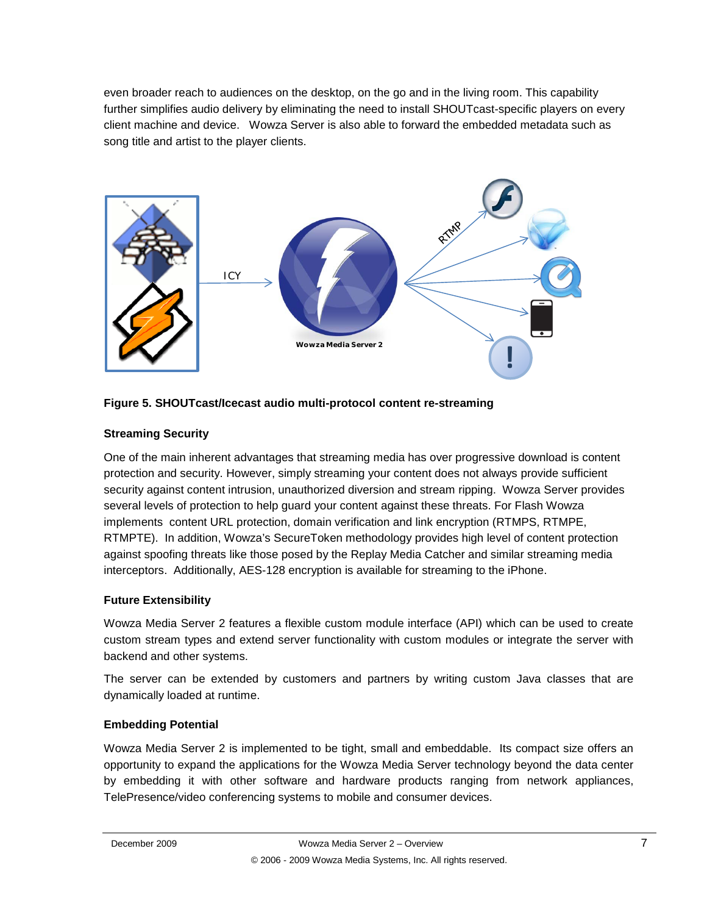even broader reach to audiences on the desktop, on the go and in the living room. This capability further simplifies audio delivery by eliminating the need to install SHOUTcast-specific players on every client machine and device. Wowza Server is also able to forward the embedded metadata such as song title and artist to the player clients.

**Figure 5. SHOUTcast/Icecast audio multi-protocol content re-streaming**

### Streaming Security

One of the main inherent advantages that streaming media has over progressive download is content protection and security. However, simply streaming your content does not always provide sufficient security against content intrusion, unauthorized diversion and stream ripping. Wowza Server provides several levels of protection to help guard your content against these threats. For Flash Wowza implements content URL protection, domain verification and link encryption (RTMPS, RTMPE, RTMPTE). In addition, Wowza's SecureToken methodology provides high level of content protection against spoofing threats like those posed by the Replay Media Catcher and similar streaming media interceptors. Additionally, AES-128 encryption is available for streaming to the iPhone.

### Future Extensibility

Wowza Media Server 2 features a flexible custom module interface (API) which can be used to create custom stream types and extend server functionality with custom modules or integrate the server with backend and other systems.

The server can be extended by customers and partners by writing custom Java classes that are dynamically loaded at runtime.

### Embedding Potential

Wowza Media Server 2 is implemented to be tight, small and embeddable. Its compact size offers an opportunity to expand the applications for the Wowza Media Server technology beyond the data center by embedding it with other software and hardware products ranging from network appliances, TelePresence/video conferencing systems to mobile and consumer devices.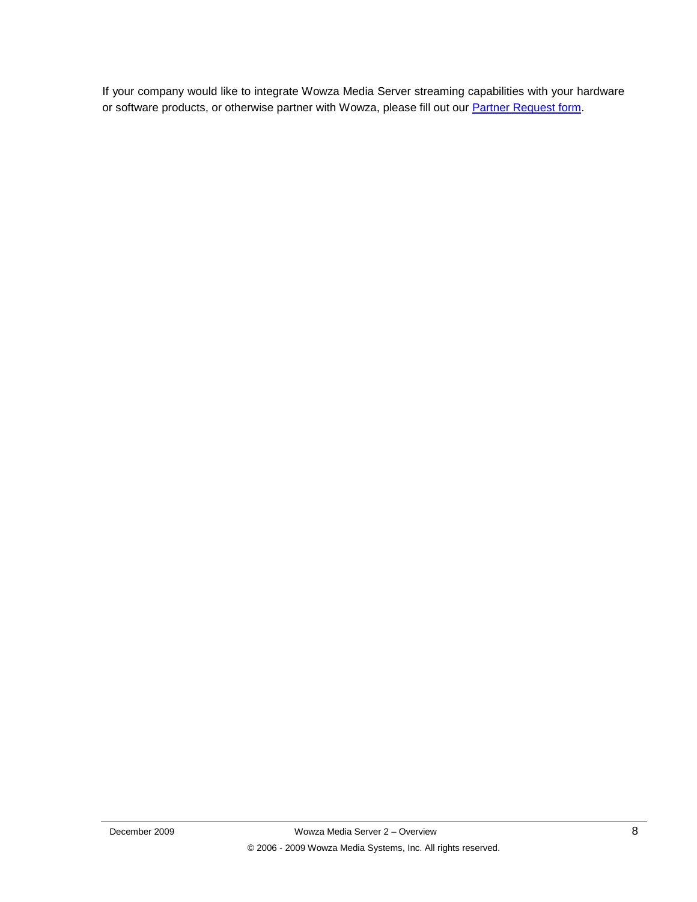If your company would like to integrate Wowza Media Server streaming capabilities with your hardware or software products, or otherwise partner with Wowza, please fill out our Partner Request form.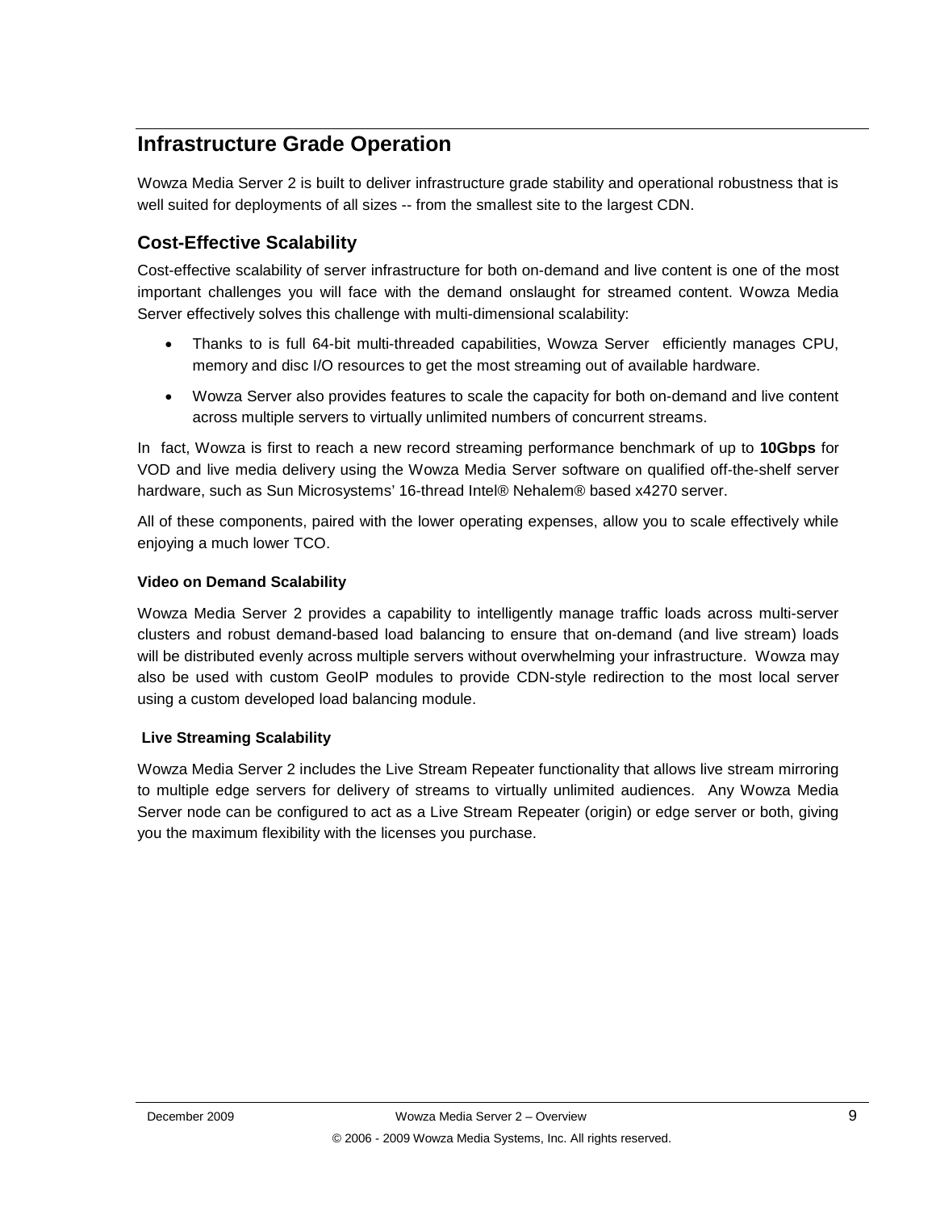# Infrastructure Grade Operation

Wowza Media Server 2 is built to deliver infrastructure grade stability and operational robustness that is well suited for deployments of all sizes -- from the smallest site to the largest CDN.

## Cost-Effective Scalability

Cost-effective scalability of server infrastructure for both on-demand and live content is one of the most important challenges you will face with the demand onslaught for streamed content. Wowza Media Server effectively solves this challenge with multi-dimensional scalability:

- Thanks to is full 64-bit multi-threaded capabilities, Wowza Server efficiently manages CPU, memory and disc I/O resources to get the most streaming out of available hardware.
- Wowza Server also provides features to scale the capacity for both on-demand and live content across multiple servers to virtually unlimited numbers of concurrent streams.

In fact, Wowza is first to reach a new record streaming performance benchmark of up to **10Gbps** for VOD and live media delivery using the Wowza Media Server software on qualified off-the-shelf server hardware, such as Sun Microsystems' 16-thread Intel® Nehalem® based x4270 server.

All of these components, paired with the lower operating expenses, allow you to scale effectively while enjoying a much lower TCO.

#### Video on Demand Scalability

Wowza Media Server 2 provides a capability to intelligently manage traffic loads across multi-server clusters and robust demand-based load balancing to ensure that on-demand (and live stream) loads will be distributed evenly across multiple servers without overwhelming your infrastructure. Wowza may also be used with custom GeoIP modules to provide CDN-style redirection to the most local server using a custom developed load balancing module.

#### Live Streaming Scalability

Wowza Media Server 2 includes the Live Stream Repeater functionality that allows live stream mirroring to multiple edge servers for delivery of streams to virtually unlimited audiences. Any Wowza Media Server node can be configured to act as a Live Stream Repeater (origin) or edge server or both, giving you the maximum flexibility with the licenses you purchase.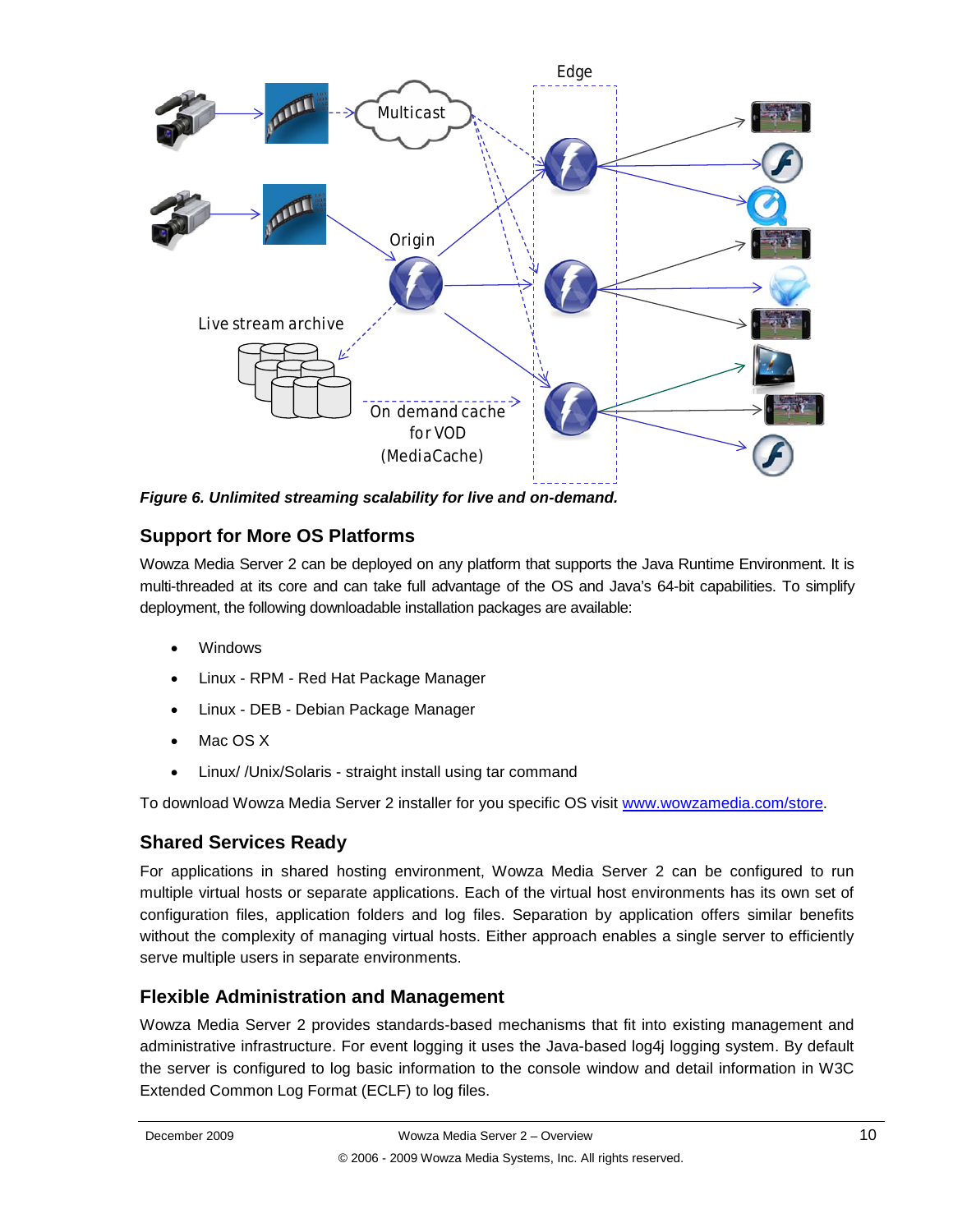*Figure 6. Unlimited streaming scalability for live and on-demand.*

## Support for More OS Platforms

Wowza Media Server 2 can be deployed on any platform that supports the Java Runtime Environment. It is multi-threaded at its core and can take full advantage of the OS and Java's 64-bit capabilities. To simplify deployment, the following downloadable installation packages are available:

- Windows
- Linux - RPM - Red Hat Package Manager
- Linux - DEB - Debian Package Manager
- Mac OS X
- Linux/ /Unix/Solaris - straight install using tar command

To download Wowza Media Server 2 installer for you specific OS visit [www.wowzamedia.com/store](www.wowzamedia.com/store).

## Shared Services Ready

For applications in shared hosting environment, Wowza Media Server 2 can be configured to run multiple virtual hosts or separate applications. Each of the virtual host environments has its own set of configuration files, application folders and log files. Separation by application offers similar benefits without the complexity of managing virtual hosts. Either approach enables a single server to efficiently serve multiple users in separate environments.

## Flexible Administration and Management

Wowza Media Server 2 provides standards-based mechanisms that fit into existing management and administrative infrastructure. For event logging it uses the Java-based log4j logging system. By default the server is configured to log basic information to the console window and detail information in W3C Extended Common Log Format (ECLF) to log files.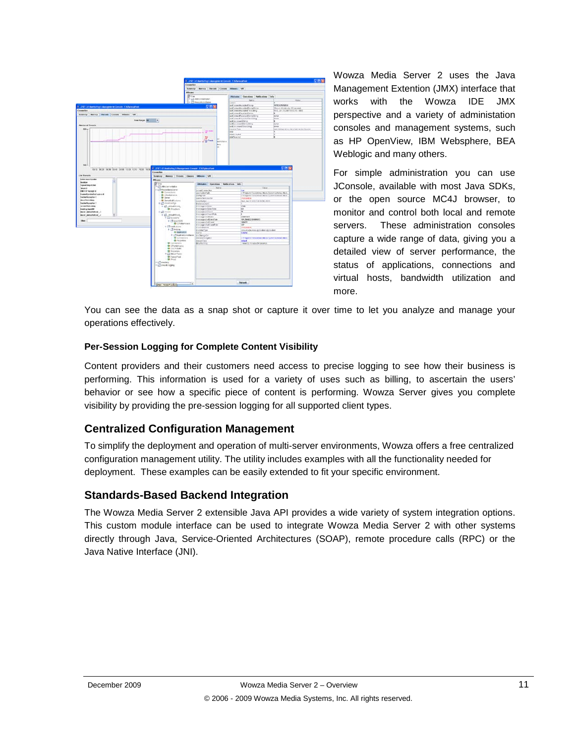Wowza Media Server 2 uses the Java Management Extention (JMX) interface that works with the Wowza IDE JMX perspective and a variety of administation consoles and management systems, such as HP OpenView, IBM Websphere, BEA Weblogic and many others.

For simple administration you can use JConsole, available with most Java SDKs, or the open source MC4J browser, to monitor and control both local and remote servers. These administration consoles capture a wide range of data, giving you a detailed view of server performance, the status of applications, connections and virtual hosts, bandwidth utilization and more.

You can see the data as a snap shot or capture it over time to let you analyze and manage your operations effectively.

**Per-Session Logging for Complete Content Visibility**

Content providers and their customers need access to precise logging to see how their business is performing. This information is used for a variety of uses such as billing, to ascertain the users' behavior or see how a specific piece of content is performing. Wowza Server gives you complete visibility by providing the pre-session logging for all supported client types.

## Centralized Configuration Management

To simplify the deployment and operation of multi-server environments, Wowza offers a free centralized configuration management utility. The utility includes examples with all the functionality needed for deployment. These examples can be easily extended to fit your specific environment.

## Standards-Based Backend Integration

The Wowza Media Server 2 extensible Java API provides a wide variety of system integration options. This custom module interface can be used to integrate Wowza Media Server 2 with other systems directly through Java, Service-Oriented Architectures (SOAP), remote procedure calls (RPC) or the Java Native Interface (JNI).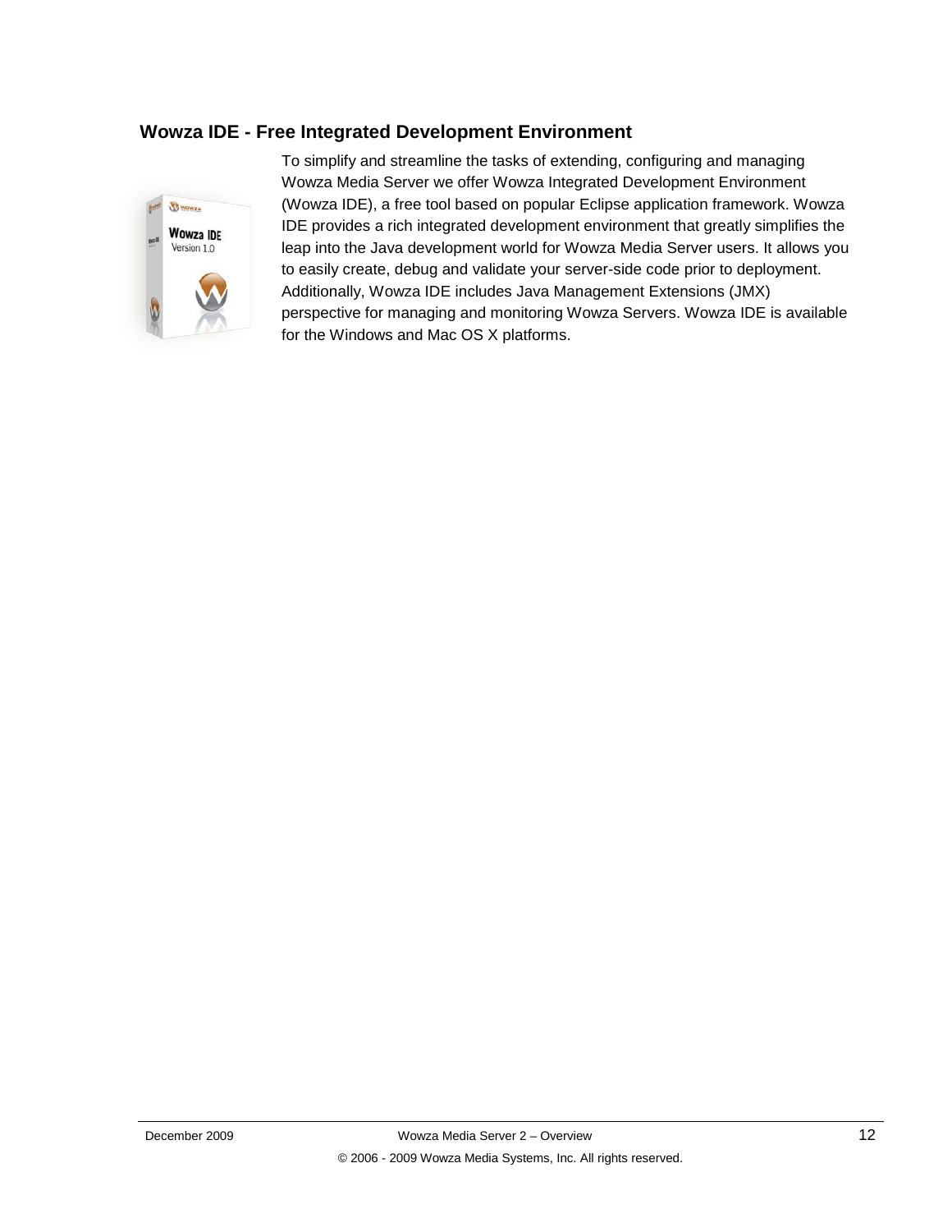## Wowza IDE - Free Integrated Development Environment

To simplify and streamline the tasks of extending, configuring and managing Wowza Media Server we offer Wowza Integrated Development Environment (Wowza IDE), a free tool based on popular Eclipse application framework. Wowza IDE provides a rich integrated development environment that greatly simplifies the leap into the Java development world for Wowza Media Server users. It allows you to easily create, debug and validate your server-side code prior to deployment. Additionally, Wowza IDE includes Java Management Extensions (JMX) perspective for managing and monitoring Wowza Servers. Wowza IDE is available for the Windows and Mac OS X platforms.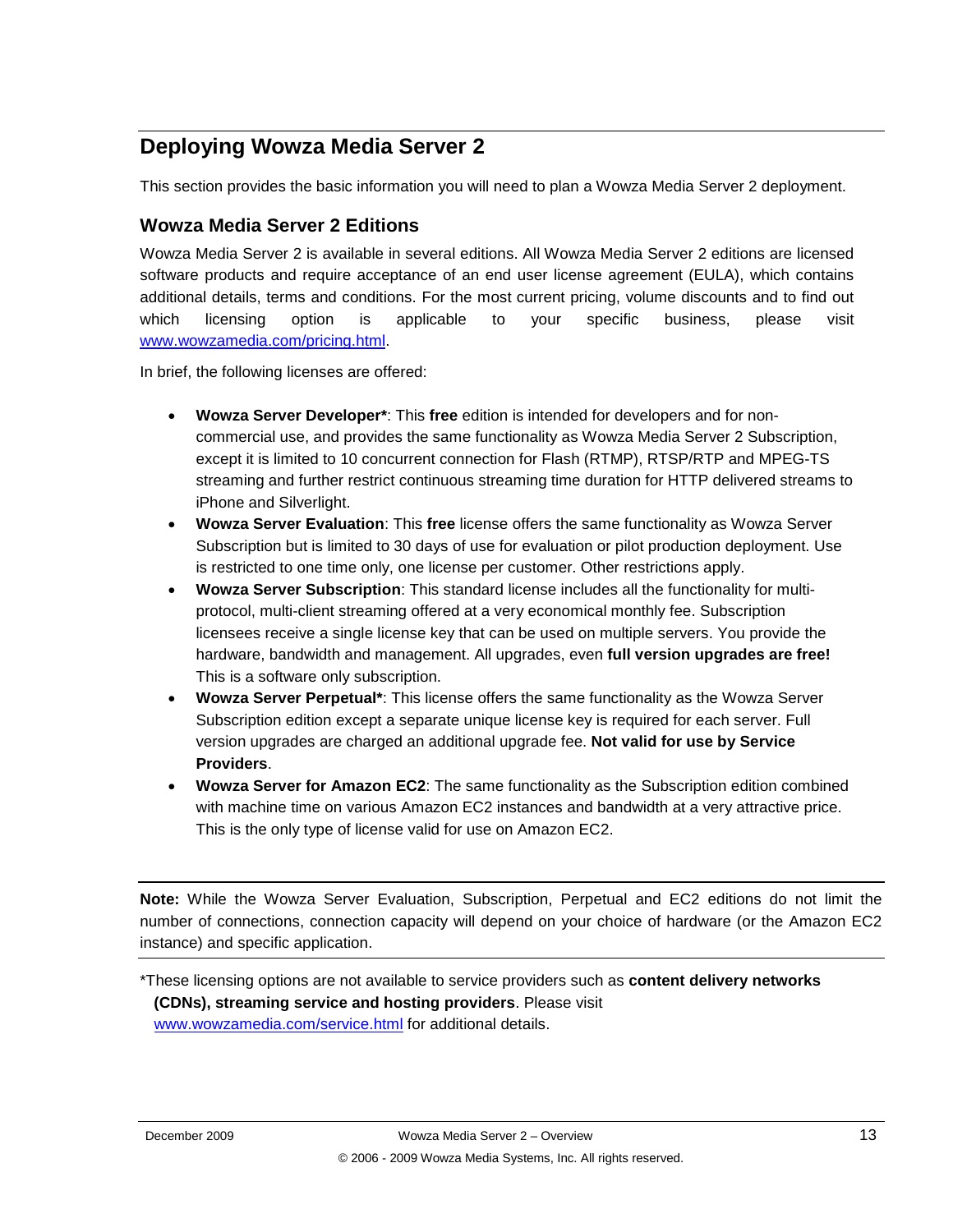# Deploying Wowza Media Server 2

This section provides the basic information you will need to plan a Wowza Media Server 2 deployment.

## Wowza Media Server 2 Editions

Wowza Media Server 2 is available in several editions. All Wowza Media Server 2 editions are licensed software products and require acceptance of an end user license agreement (EULA), which contains additional details, terms and conditions. For the most current pricing, volume discounts and to find out which licensing option is applicable to your specific business, please visit www.wowzamedia.com/pricing.html.

In brief, the following licenses are offered:

- **Wowza Server Developer***: This **free** edition is intended for developers and for non-commercial use, and provides the same functionality as Wowza Media Server 2 Subscription, except it is limited to 10 concurrent connection for Flash (RTMP), RTSP/RTP and MPEG-TS streaming and further restrict continuous streaming time duration for HTTP delivered streams to iPhone and Silverlight.
- **Wowza Server Evaluation**: This **free** license offers the same functionality as Wowza Server Subscription but is limited to 30 days of use for evaluation or pilot production deployment. Use is restricted to one time only, one license per customer. Other restrictions apply.
- **Wowza Server Subscription**: This standard license includes all the functionality for multi-protocol, multi-client streaming offered at a very economical monthly fee. Subscription licensees receive a single license key that can be used on multiple servers. You provide the hardware, bandwidth and management. All upgrades, even **full version upgrades are free!** This is a software only subscription.
- **Wowza Server Perpetual***: This license offers the same functionality as the Wowza Server Subscription edition except a separate unique license key is required for each server. Full version upgrades are charged an additional upgrade fee. **Not valid for use by Service Providers**.
- **Wowza Server for Amazon EC2**: The same functionality as the Subscription edition combined with machine time on various Amazon EC2 instances and bandwidth at a very attractive price. This is the only type of license valid for use on Amazon EC2.

---

**Note:** While the Wowza Server Evaluation, Subscription, Perpetual and EC2 editions do not limit the number of connections, connection capacity will depend on your choice of hardware (or the Amazon EC2 instance) and specific application.

---

*These licensing options are not available to service providers such as **content delivery networks (CDNs), streaming service and hosting providers**. Please visit www.wowzamedia.com/service.html for additional details.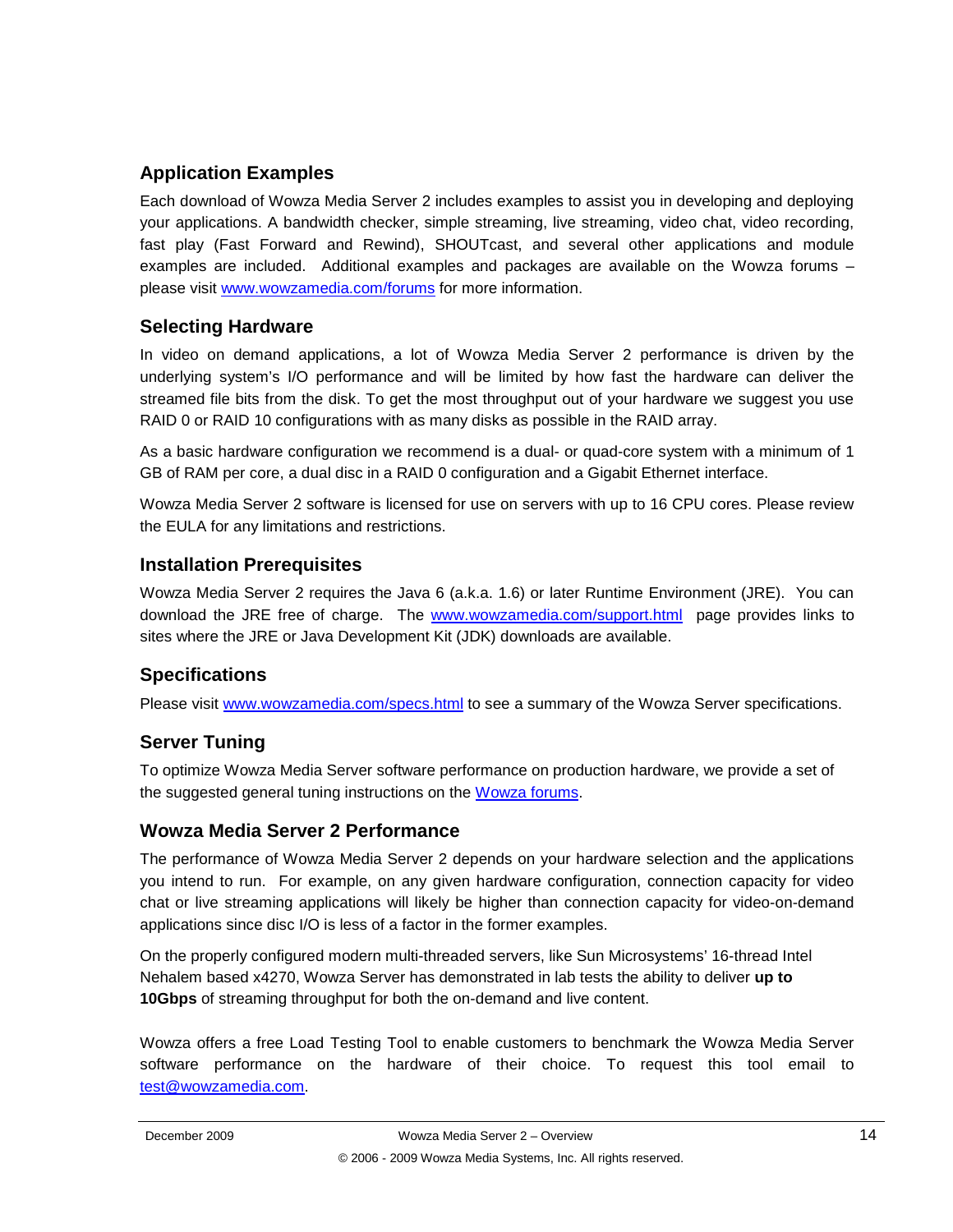## Application Examples

Each download of Wowza Media Server 2 includes examples to assist you in developing and deploying your applications. A bandwidth checker, simple streaming, live streaming, video chat, video recording, fast play (Fast Forward and Rewind), SHOUTcast, and several other applications and module examples are included. Additional examples and packages are available on the Wowza forums – please visit www.wowzamedia.com/forums for more information.

## Selecting Hardware

In video on demand applications, a lot of Wowza Media Server 2 performance is driven by the underlying system's I/O performance and will be limited by how fast the hardware can deliver the streamed file bits from the disk. To get the most throughput out of your hardware we suggest you use RAID 0 or RAID 10 configurations with as many disks as possible in the RAID array.

As a basic hardware configuration we recommend is a dual- or quad-core system with a minimum of 1 GB of RAM per core, a dual disc in a RAID 0 configuration and a Gigabit Ethernet interface.

Wowza Media Server 2 software is licensed for use on servers with up to 16 CPU cores. Please review the EULA for any limitations and restrictions.

## Installation Prerequisites

Wowza Media Server 2 requires the Java 6 (a.k.a. 1.6) or later Runtime Environment (JRE). You can download the JRE free of charge. The www.wowzamedia.com/support.html page provides links to sites where the JRE or Java Development Kit (JDK) downloads are available.

## Specifications

Please visit www.wowzamedia.com/specs.html to see a summary of the Wowza Server specifications.

## Server Tuning

To optimize Wowza Media Server software performance on production hardware, we provide a set of the suggested general tuning instructions on the Wowza forums.

## Wowza Media Server 2 Performance

The performance of Wowza Media Server 2 depends on your hardware selection and the applications you intend to run. For example, on any given hardware configuration, connection capacity for video chat or live streaming applications will likely be higher than connection capacity for video-on-demand applications since disc I/O is less of a factor in the former examples.

On the properly configured modern multi-threaded servers, like Sun Microsystems' 16-thread Intel Nehalem based x4270, Wowza Server has demonstrated in lab tests the ability to deliver **up to 10Gbps** of streaming throughput for both the on-demand and live content.

Wowza offers a free Load Testing Tool to enable customers to benchmark the Wowza Media Server software performance on the hardware of their choice. To request this tool email to test@wowzamedia.com.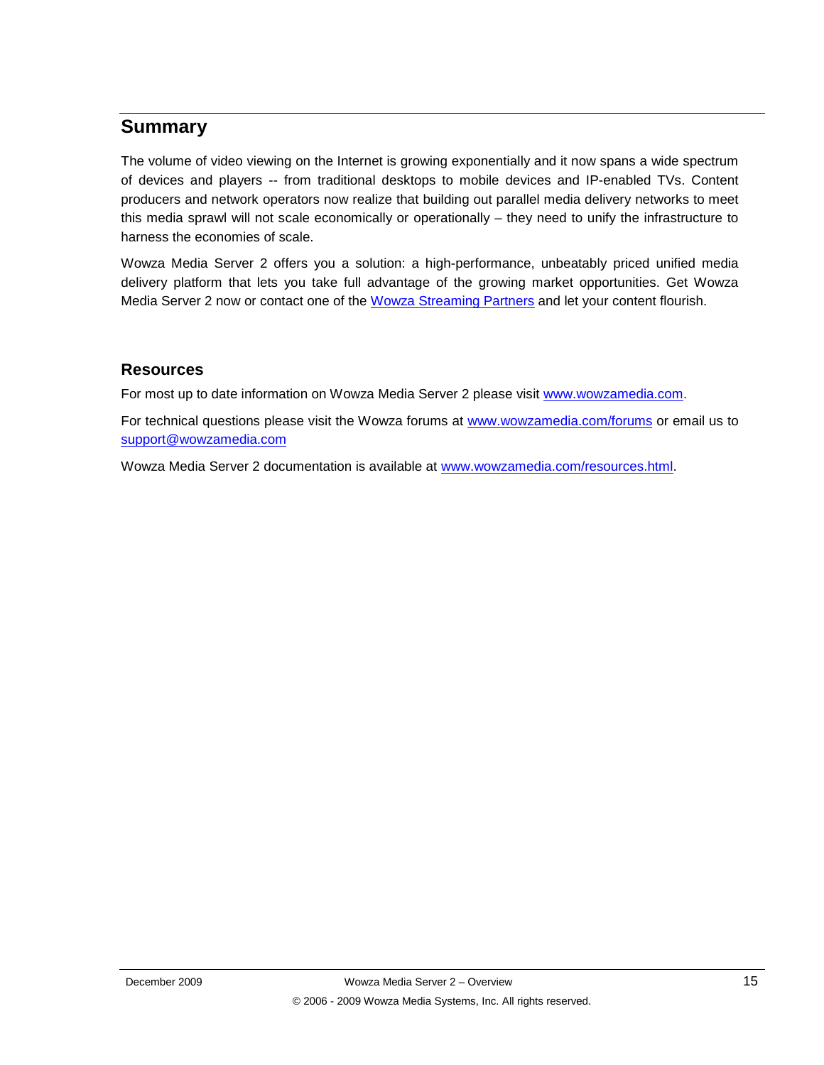## Summary

The volume of video viewing on the Internet is growing exponentially and it now spans a wide spectrum of devices and players -- from traditional desktops to mobile devices and IP-enabled TVs. Content producers and network operators now realize that building out parallel media delivery networks to meet this media sprawl will not scale economically or operationally – they need to unify the infrastructure to harness the economies of scale.

Wowza Media Server 2 offers you a solution: a high-performance, unbeatably priced unified media delivery platform that lets you take full advantage of the growing market opportunities. Get Wowza Media Server 2 now or contact one of the Wowza Streaming Partners and let your content flourish.

### Resources

For most up to date information on Wowza Media Server 2 please visit www.wowzamedia.com.

For technical questions please visit the Wowza forums at www.wowzamedia.com/forums or email us to support@wowzamedia.com

Wowza Media Server 2 documentation is available at www.wowzamedia.com/resources.html.